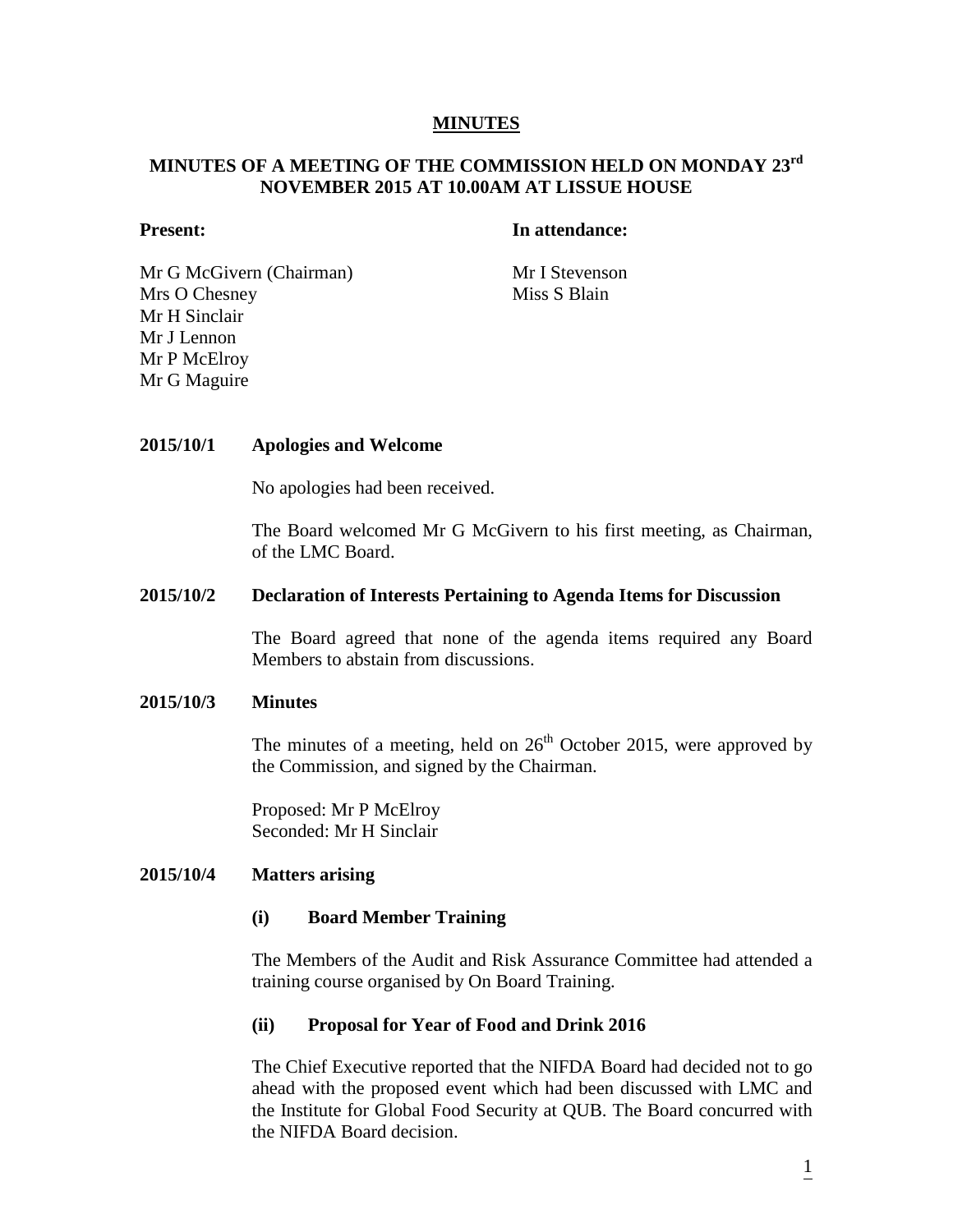# MINUTES

## MINUTES OF A MEETING OF THE COMMISSION HELD ON MONDAY 23rd NOVEMBER 2015 AT 10.00AM AT LISSUE HOUSE

| **Present:** | **In attendance:** |
|---|---|
| Mr G McGivern (Chairman) | Mr I Stevenson |
| Mrs O Chesney | Miss S Blain |
| Mr H Sinclair | |
| Mr J Lennon | |
| Mr P McElroy | |
| Mr G Maguire | |

**2015/10/1 Apologies and Welcome**

No apologies had been received.

The Board welcomed Mr G McGivern to his first meeting, as Chairman, of the LMC Board.

**2015/10/2 Declaration of Interests Pertaining to Agenda Items for Discussion**

The Board agreed that none of the agenda items required any Board Members to abstain from discussions.

**2015/10/3 Minutes**

The minutes of a meeting, held on 26th October 2015, were approved by the Commission, and signed by the Chairman.

Proposed: Mr P McElroy
Seconded: Mr H Sinclair

**2015/10/4 Matters arising**

**(i) Board Member Training**

The Members of the Audit and Risk Assurance Committee had attended a training course organised by On Board Training.

**(ii) Proposal for Year of Food and Drink 2016**

The Chief Executive reported that the NIFDA Board had decided not to go ahead with the proposed event which had been discussed with LMC and the Institute for Global Food Security at QUB. The Board concurred with the NIFDA Board decision.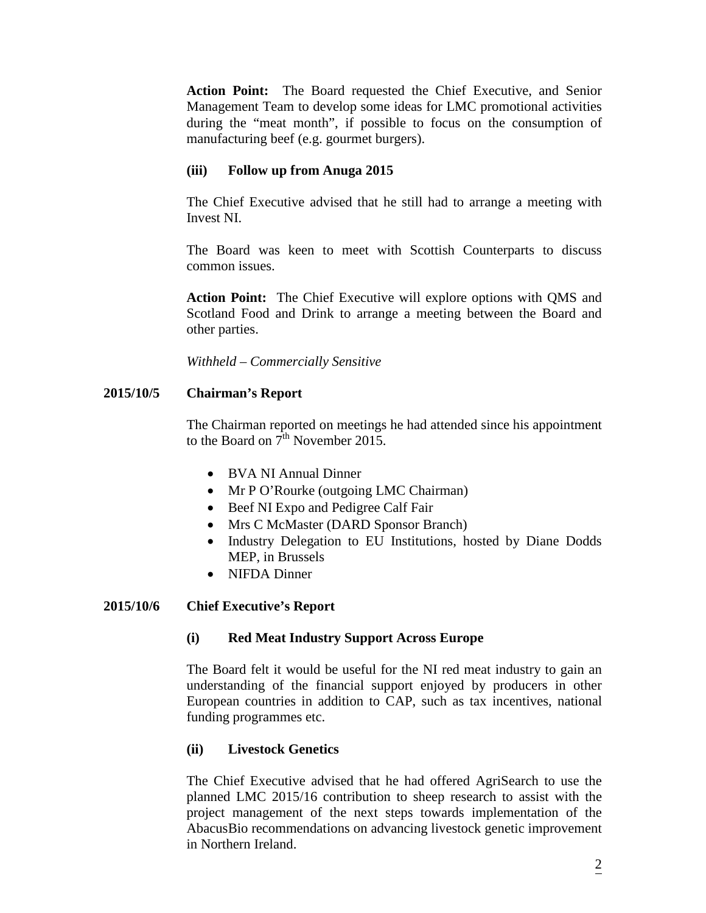**Action Point:** The Board requested the Chief Executive, and Senior Management Team to develop some ideas for LMC promotional activities during the "meat month", if possible to focus on the consumption of manufacturing beef (e.g. gourmet burgers).

**(iii) Follow up from Anuga 2015**

The Chief Executive advised that he still had to arrange a meeting with Invest NI.

The Board was keen to meet with Scottish Counterparts to discuss common issues.

**Action Point:** The Chief Executive will explore options with QMS and Scotland Food and Drink to arrange a meeting between the Board and other parties.

*Withheld – Commercially Sensitive*

## 2015/10/5 Chairman's Report

The Chairman reported on meetings he had attended since his appointment to the Board on 7th November 2015.

- BVA NI Annual Dinner
- Mr P O'Rourke (outgoing LMC Chairman)
- Beef NI Expo and Pedigree Calf Fair
- Mrs C McMaster (DARD Sponsor Branch)
- Industry Delegation to EU Institutions, hosted by Diane Dodds MEP, in Brussels
- NIFDA Dinner

## 2015/10/6 Chief Executive's Report

**(i) Red Meat Industry Support Across Europe**

The Board felt it would be useful for the NI red meat industry to gain an understanding of the financial support enjoyed by producers in other European countries in addition to CAP, such as tax incentives, national funding programmes etc.

**(ii) Livestock Genetics**

The Chief Executive advised that he had offered AgriSearch to use the planned LMC 2015/16 contribution to sheep research to assist with the project management of the next steps towards implementation of the AbacusBio recommendations on advancing livestock genetic improvement in Northern Ireland.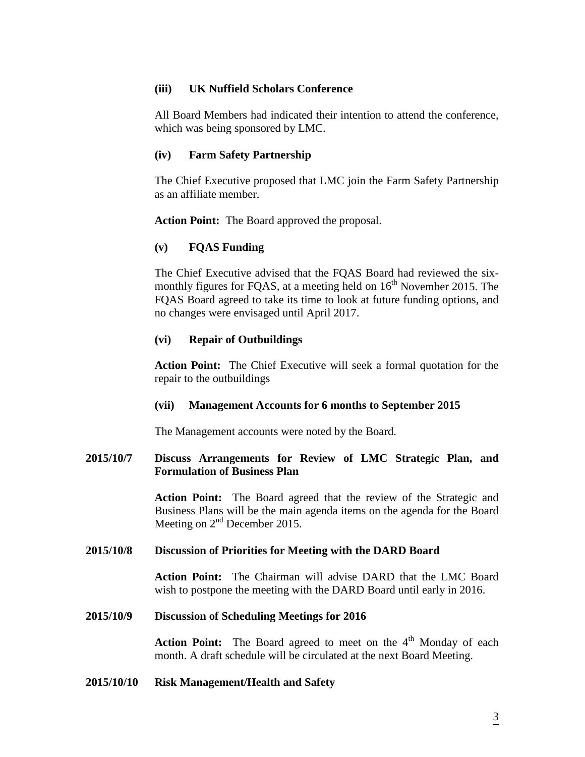**(iii) UK Nuffield Scholars Conference**

All Board Members had indicated their intention to attend the conference, which was being sponsored by LMC.

**(iv) Farm Safety Partnership**

The Chief Executive proposed that LMC join the Farm Safety Partnership as an affiliate member.

**Action Point:** The Board approved the proposal.

**(v) FQAS Funding**

The Chief Executive advised that the FQAS Board had reviewed the six-monthly figures for FQAS, at a meeting held on 16th November 2015. The FQAS Board agreed to take its time to look at future funding options, and no changes were envisaged until April 2017.

**(vi) Repair of Outbuildings**

**Action Point:** The Chief Executive will seek a formal quotation for the repair to the outbuildings

**(vii) Management Accounts for 6 months to September 2015**

The Management accounts were noted by the Board.

**2015/10/7 Discuss Arrangements for Review of LMC Strategic Plan, and Formulation of Business Plan**

**Action Point:** The Board agreed that the review of the Strategic and Business Plans will be the main agenda items on the agenda for the Board Meeting on 2nd December 2015.

**2015/10/8 Discussion of Priorities for Meeting with the DARD Board**

**Action Point:** The Chairman will advise DARD that the LMC Board wish to postpone the meeting with the DARD Board until early in 2016.

**2015/10/9 Discussion of Scheduling Meetings for 2016**

**Action Point:** The Board agreed to meet on the 4th Monday of each month. A draft schedule will be circulated at the next Board Meeting.

**2015/10/10 Risk Management/Health and Safety**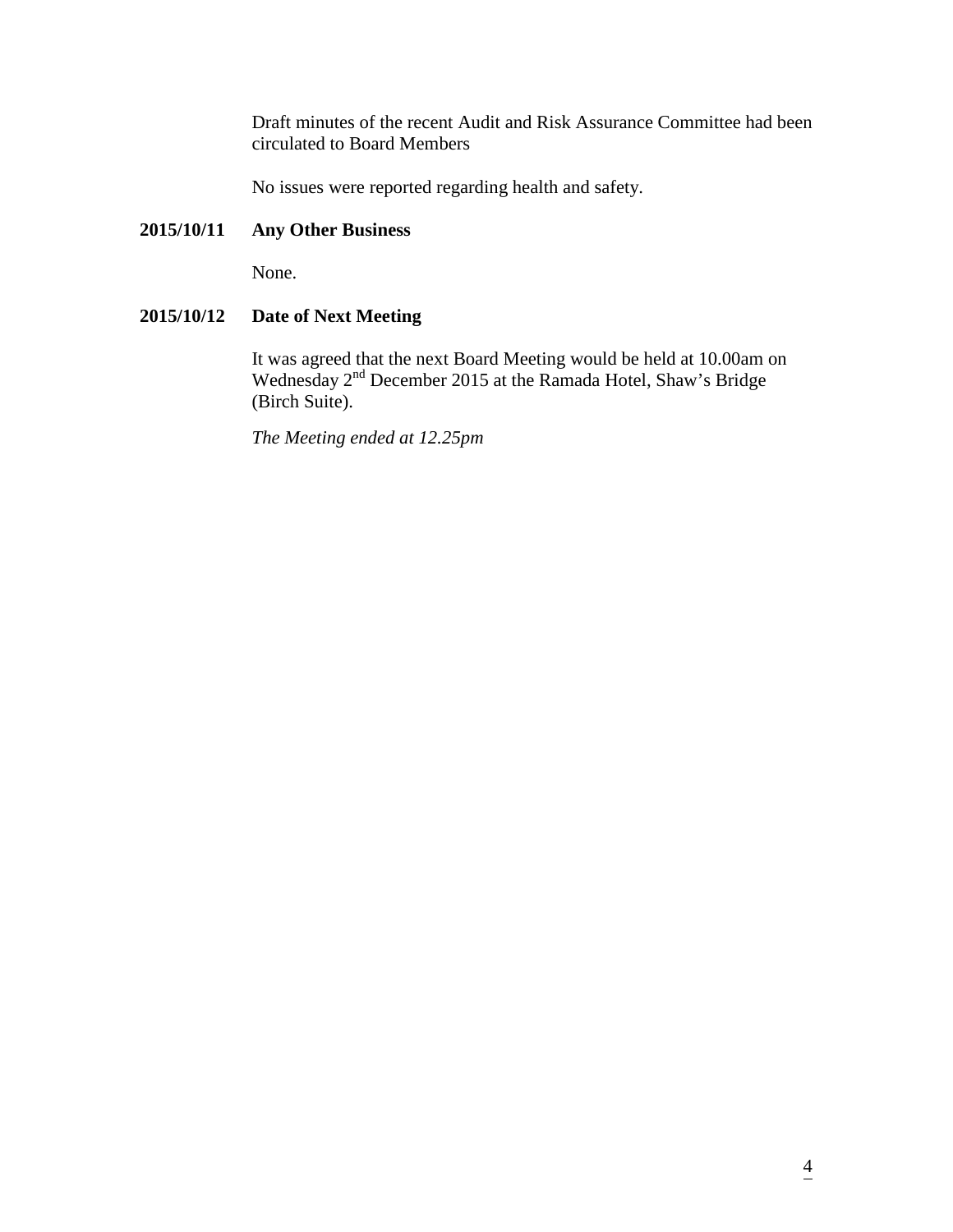Draft minutes of the recent Audit and Risk Assurance Committee had been circulated to Board Members

No issues were reported regarding health and safety.

**2015/10/11 Any Other Business**

None.

**2015/10/12 Date of Next Meeting**

It was agreed that the next Board Meeting would be held at 10.00am on Wednesday 2nd December 2015 at the Ramada Hotel, Shaw's Bridge (Birch Suite).

*The Meeting ended at 12.25pm*